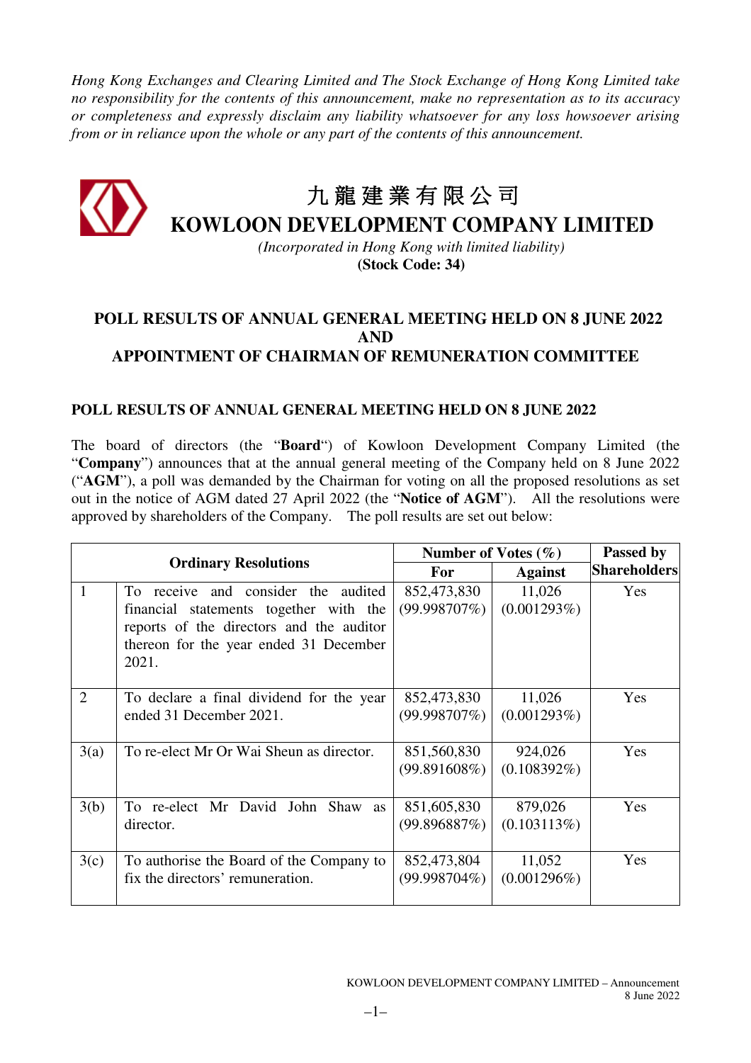*Hong Kong Exchanges and Clearing Limited and The Stock Exchange of Hong Kong Limited take no responsibility for the contents of this announcement, make no representation as to its accuracy or completeness and expressly disclaim any liability whatsoever for any loss howsoever arising from or in reliance upon the whole or any part of the contents of this announcement.*

# 九 龍 建 業 有 限 公 司
# KOWLOON DEVELOPMENT COMPANY LIMITED

*(Incorporated in Hong Kong with limited liability)*
**(Stock Code: 34)**

## POLL RESULTS OF ANNUAL GENERAL MEETING HELD ON 8 JUNE 2022 AND APPOINTMENT OF CHAIRMAN OF REMUNERATION COMMITTEE

### POLL RESULTS OF ANNUAL GENERAL MEETING HELD ON 8 JUNE 2022

The board of directors (the "**Board**") of Kowloon Development Company Limited (the "**Company**") announces that at the annual general meeting of the Company held on 8 June 2022 ("**AGM**"), a poll was demanded by the Chairman for voting on all the proposed resolutions as set out in the notice of AGM dated 27 April 2022 (the "**Notice of AGM**"). All the resolutions were approved by shareholders of the Company. The poll results are set out below:

| Ordinary Resolutions | | Number of Votes (%) | | Passed by Shareholders |
|---|---|---|---|---|
| | | For | Against | |
| 1 | To receive and consider the audited financial statements together with the reports of the directors and the auditor thereon for the year ended 31 December 2021. | 852,473,830 (99.998707%) | 11,026 (0.001293%) | Yes |
| 2 | To declare a final dividend for the year ended 31 December 2021. | 852,473,830 (99.998707%) | 11,026 (0.001293%) | Yes |
| 3(a) | To re-elect Mr Or Wai Sheun as director. | 851,560,830 (99.891608%) | 924,026 (0.108392%) | Yes |
| 3(b) | To re-elect Mr David John Shaw as director. | 851,605,830 (99.896887%) | 879,026 (0.103113%) | Yes |
| 3(c) | To authorise the Board of the Company to fix the directors' remuneration. | 852,473,804 (99.998704%) | 11,052 (0.001296%) | Yes |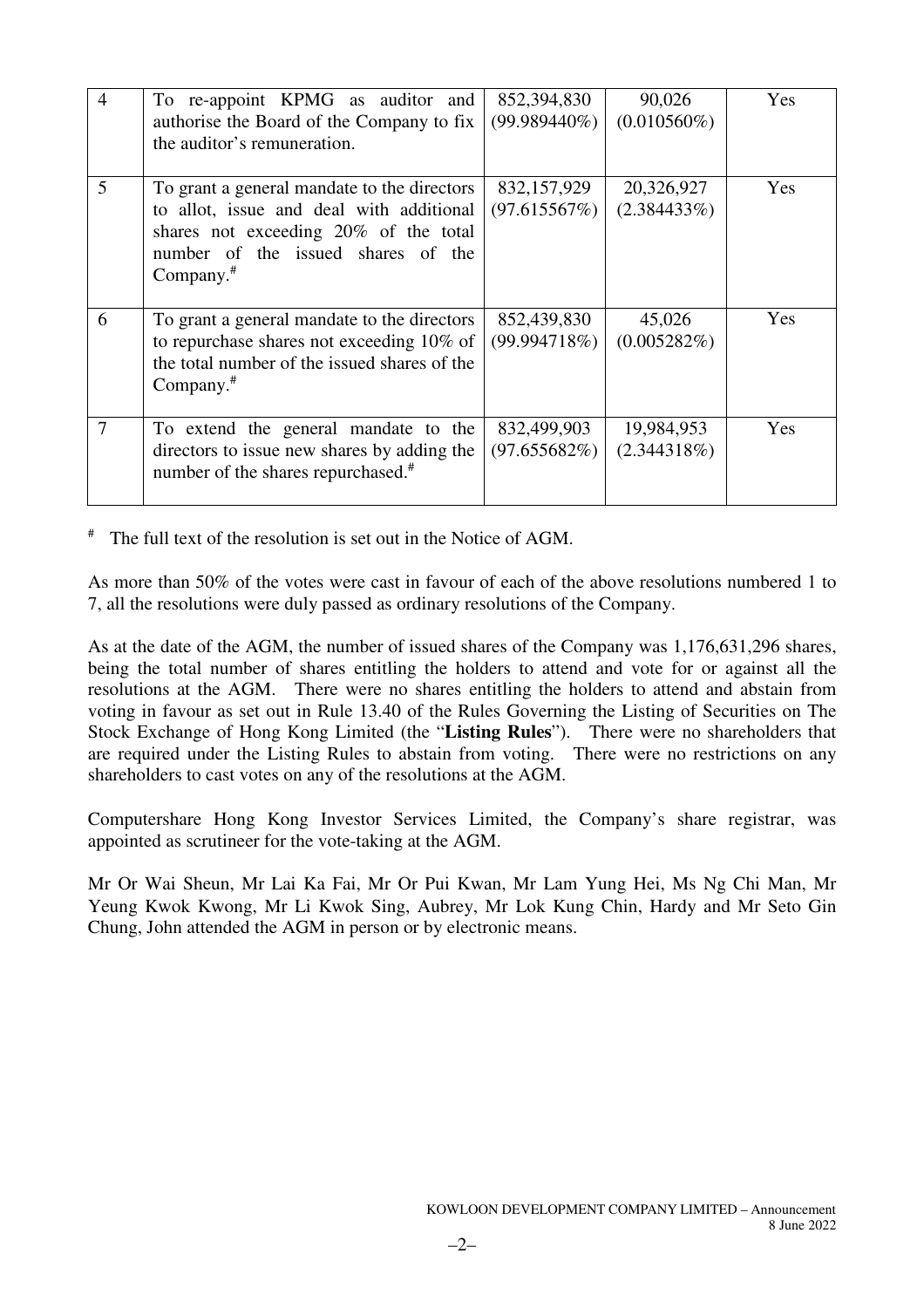| 4 | To re-appoint KPMG as auditor and authorise the Board of the Company to fix the auditor's remuneration. | 852,394,830 (99.989440%) | 90,026 (0.010560%) | Yes |
|---|---|---|---|---|
| 5 | To grant a general mandate to the directors to allot, issue and deal with additional shares not exceeding 20% of the total number of the issued shares of the Company.# | 832,157,929 (97.615567%) | 20,326,927 (2.384433%) | Yes |
| 6 | To grant a general mandate to the directors to repurchase shares not exceeding 10% of the total number of the issued shares of the Company.# | 852,439,830 (99.994718%) | 45,026 (0.005282%) | Yes |
| 7 | To extend the general mandate to the directors to issue new shares by adding the number of the shares repurchased.# | 832,499,903 (97.655682%) | 19,984,953 (2.344318%) | Yes |

# The full text of the resolution is set out in the Notice of AGM.

As more than 50% of the votes were cast in favour of each of the above resolutions numbered 1 to 7, all the resolutions were duly passed as ordinary resolutions of the Company.

As at the date of the AGM, the number of issued shares of the Company was 1,176,631,296 shares, being the total number of shares entitling the holders to attend and vote for or against all the resolutions at the AGM. There were no shares entitling the holders to attend and abstain from voting in favour as set out in Rule 13.40 of the Rules Governing the Listing of Securities on The Stock Exchange of Hong Kong Limited (the "**Listing Rules**"). There were no shareholders that are required under the Listing Rules to abstain from voting. There were no restrictions on any shareholders to cast votes on any of the resolutions at the AGM.

Computershare Hong Kong Investor Services Limited, the Company's share registrar, was appointed as scrutineer for the vote-taking at the AGM.

Mr Or Wai Sheun, Mr Lai Ka Fai, Mr Or Pui Kwan, Mr Lam Yung Hei, Ms Ng Chi Man, Mr Yeung Kwok Kwong, Mr Li Kwok Sing, Aubrey, Mr Lok Kung Chin, Hardy and Mr Seto Gin Chung, John attended the AGM in person or by electronic means.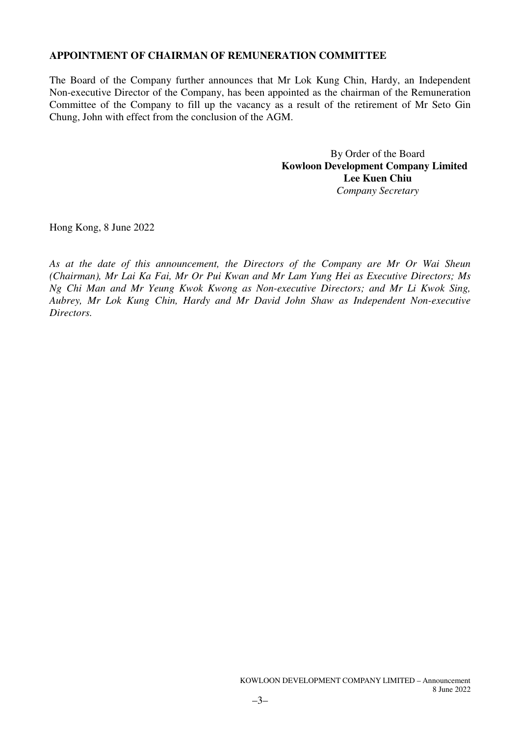**APPOINTMENT OF CHAIRMAN OF REMUNERATION COMMITTEE**

The Board of the Company further announces that Mr Lok Kung Chin, Hardy, an Independent Non-executive Director of the Company, has been appointed as the chairman of the Remuneration Committee of the Company to fill up the vacancy as a result of the retirement of Mr Seto Gin Chung, John with effect from the conclusion of the AGM.

By Order of the Board
**Kowloon Development Company Limited**
**Lee Kuen Chiu**
*Company Secretary*

Hong Kong, 8 June 2022

*As at the date of this announcement, the Directors of the Company are Mr Or Wai Sheun (Chairman), Mr Lai Ka Fai, Mr Or Pui Kwan and Mr Lam Yung Hei as Executive Directors; Ms Ng Chi Man and Mr Yeung Kwok Kwong as Non-executive Directors; and Mr Li Kwok Sing, Aubrey, Mr Lok Kung Chin, Hardy and Mr David John Shaw as Independent Non-executive Directors.*